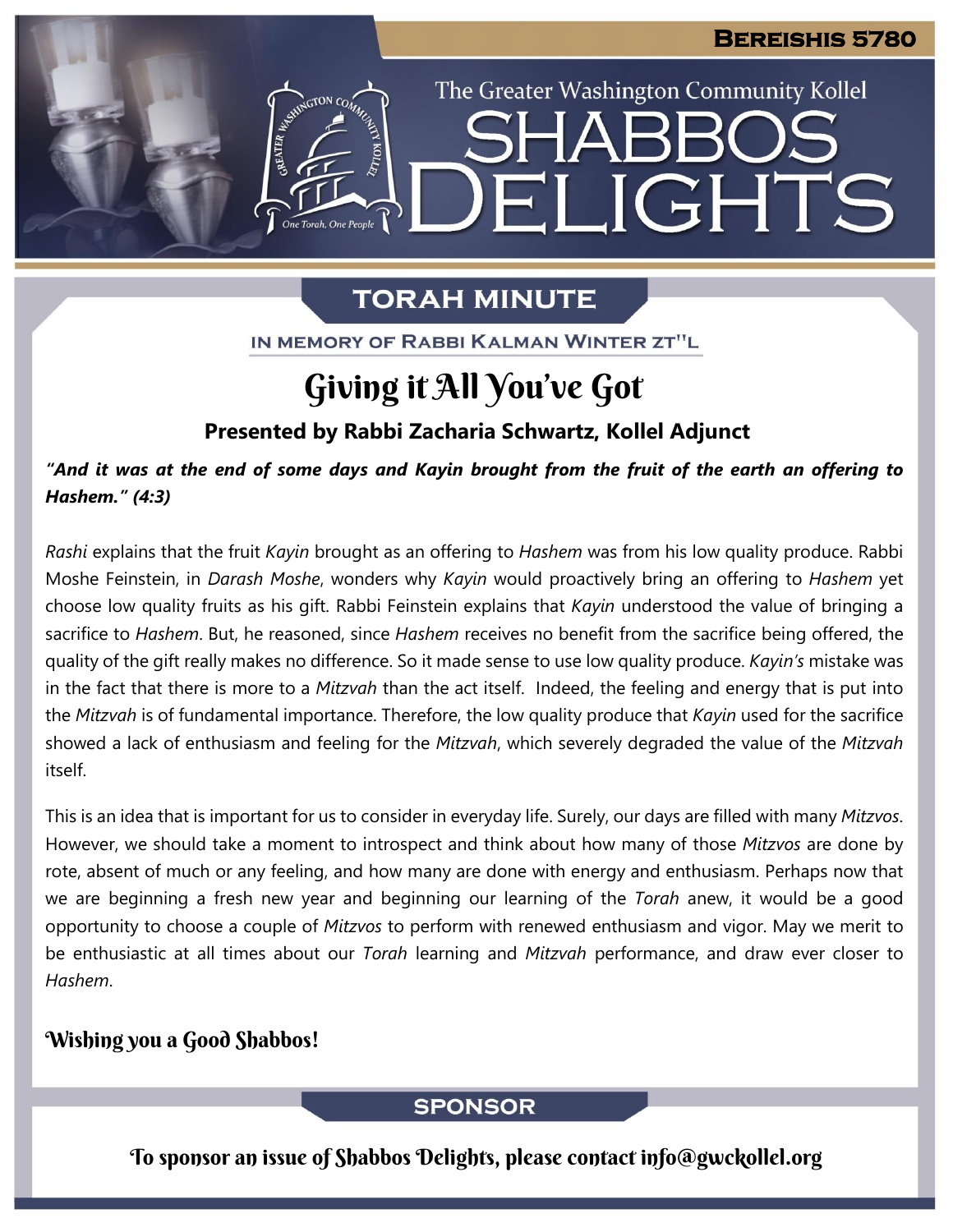BEREISHIS 5780

The Greater Washington Community Kollel

# SHABBOS DELIGHTS

## TORAH MINUTE

IN MEMORY OF RABBI KALMAN WINTER ZT"L

# Giving it All You've Got

**Presented by Rabbi Zacharia Schwartz, Kollel Adjunct**

***"And it was at the end of some days and Kayin brought from the fruit of the earth an offering to Hashem." (4:3)***

*Rashi* explains that the fruit *Kayin* brought as an offering to *Hashem* was from his low quality produce. Rabbi Moshe Feinstein, in *Darash Moshe*, wonders why *Kayin* would proactively bring an offering to *Hashem* yet choose low quality fruits as his gift. Rabbi Feinstein explains that *Kayin* understood the value of bringing a sacrifice to *Hashem*. But, he reasoned, since *Hashem* receives no benefit from the sacrifice being offered, the quality of the gift really makes no difference. So it made sense to use low quality produce. *Kayin's* mistake was in the fact that there is more to a *Mitzvah* than the act itself. Indeed, the feeling and energy that is put into the *Mitzvah* is of fundamental importance. Therefore, the low quality produce that *Kayin* used for the sacrifice showed a lack of enthusiasm and feeling for the *Mitzvah*, which severely degraded the value of the *Mitzvah* itself.

This is an idea that is important for us to consider in everyday life. Surely, our days are filled with many *Mitzvos*. However, we should take a moment to introspect and think about how many of those *Mitzvos* are done by rote, absent of much or any feeling, and how many are done with energy and enthusiasm. Perhaps now that we are beginning a fresh new year and beginning our learning of the *Torah* anew, it would be a good opportunity to choose a couple of *Mitzvos* to perform with renewed enthusiasm and vigor. May we merit to be enthusiastic at all times about our *Torah* learning and *Mitzvah* performance, and draw ever closer to *Hashem*.

**Wishing you a Good Shabbos!**

## SPONSOR

To sponsor an issue of Shabbos Delights, please contact info@gwckollel.org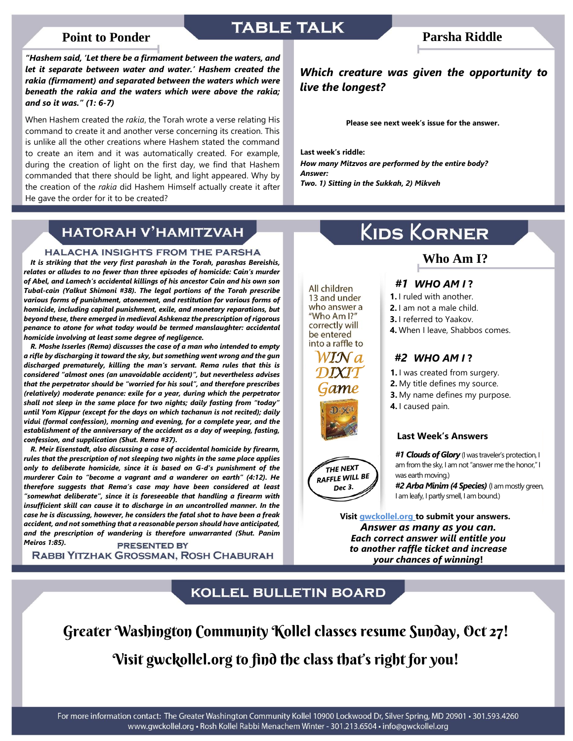# TABLE TALK

## Point to Ponder

***"Hashem said, 'Let there be a firmament between the waters, and let it separate between water and water.' Hashem created the rakia (firmament) and separated between the waters which were beneath the rakia and the waters which were above the rakia; and so it was." (1: 6-7)***

When Hashem created the *rakia*, the Torah wrote a verse relating His command to create it and another verse concerning its creation. This is unlike all the other creations where Hashem stated the command to create an item and it was automatically created. For example, during the creation of light on the first day, we find that Hashem commanded that there should be light, and light appeared. Why by the creation of the *rakia* did Hashem Himself actually create it after He gave the order for it to be created?

## Parsha Riddle

***Which creature was given the opportunity to live the longest?***

**Please see next week's issue for the answer.**

**Last week's riddle:**

***How many Mitzvos are performed by the entire body?***

***Answer:***

***Two. 1) Sitting in the Sukkah, 2) Mikveh***

# HATORAH V'HAMITZVAH

## HALACHA INSIGHTS FROM THE PARSHA

***It is striking that the very first parashah in the Torah, parashas Bereishis, relates or alludes to no fewer than three episodes of homicide: Cain's murder of Abel, and Lamech's accidental killings of his ancestor Cain and his own son Tubal-cain (Yalkut Shimoni #38). The legal portions of the Torah prescribe various forms of punishment, atonement, and restitution for various forms of homicide, including capital punishment, exile, and monetary reparations, but beyond these, there emerged in medieval Ashkenaz the prescription of rigorous penance to atone for what today would be termed manslaughter: accidental homicide involving at least some degree of negligence.***

***R. Moshe Isserles (Rema) discusses the case of a man who intended to empty a rifle by discharging it toward the sky, but something went wrong and the gun discharged prematurely, killing the man's servant. Rema rules that this is considered "almost ones (an unavoidable accident)", but nevertheless advises that the perpetrator should be "worried for his soul", and therefore prescribes (relatively) moderate penance: exile for a year, during which the perpetrator shall not sleep in the same place for two nights; daily fasting from "today" until Yom Kippur (except for the days on which tachanun is not recited); daily vidui (formal confession), morning and evening, for a complete year, and the establishment of the anniversary of the accident as a day of weeping, fasting, confession, and supplication (Shut. Rema #37).***

***R. Meir Eisenstadt, also discussing a case of accidental homicide by firearm, rules that the prescription of not sleeping two nights in the same place applies only to deliberate homicide, since it is based on G-d's punishment of the murderer Cain to "become a vagrant and a wanderer on earth" (4:12). He therefore suggests that Rema's case may have been considered at least "somewhat deliberate", since it is foreseeable that handling a firearm with insufficient skill can cause it to discharge in an uncontrolled manner. In the case he is discussing, however, he considers the fatal shot to have been a freak accident, and not something that a reasonable person should have anticipated, and the prescription of wandering is therefore unwarranted (Shut. Panim Meiros 1:85).***

PRESENTED BY
RABBI YITZHAK GROSSMAN, ROSH CHABURAH

# KIDS KORNER

## Who Am I?

All children 13 and under who answer a "Who Am I?" correctly will be entered into a raffle to

WIN a DIXIT Game

THE NEXT RAFFLE WILL BE Dec 3.

### #1 WHO AM I ?

1. I ruled with another.
2. I am not a male child.
3. I referred to Yaakov.
4. When I leave, Shabbos comes.

### #2 WHO AM I ?

1. I was created from surgery.
2. My title defines my source.
3. My name defines my purpose.
4. I caused pain.

### Last Week's Answers

***#1 Clouds of Glory*** (I was traveler's protection, I am from the sky, I am not "answer me the honor," I was earth moving.)

***#2 Arba Minim (4 Species)*** (I am mostly green, I am leafy, I partly smell, I am bound.)

**Visit gwckollel.org to submit your answers.**

***Answer as many as you can.***
***Each correct answer will entitle you to another raffle ticket and increase your chances of winning!***

# KOLLEL BULLETIN BOARD

Greater Washington Community Kollel classes resume Sunday, Oct 27!

Visit gwckollel.org to find the class that's right for you!

For more information contact: The Greater Washington Community Kollel 10900 Lockwood Dr, Silver Spring, MD 20901 • 301.593.4260
www.gwckollel.org • Rosh Kollel Rabbi Menachem Winter - 301.213.6504 • info@gwckollel.org